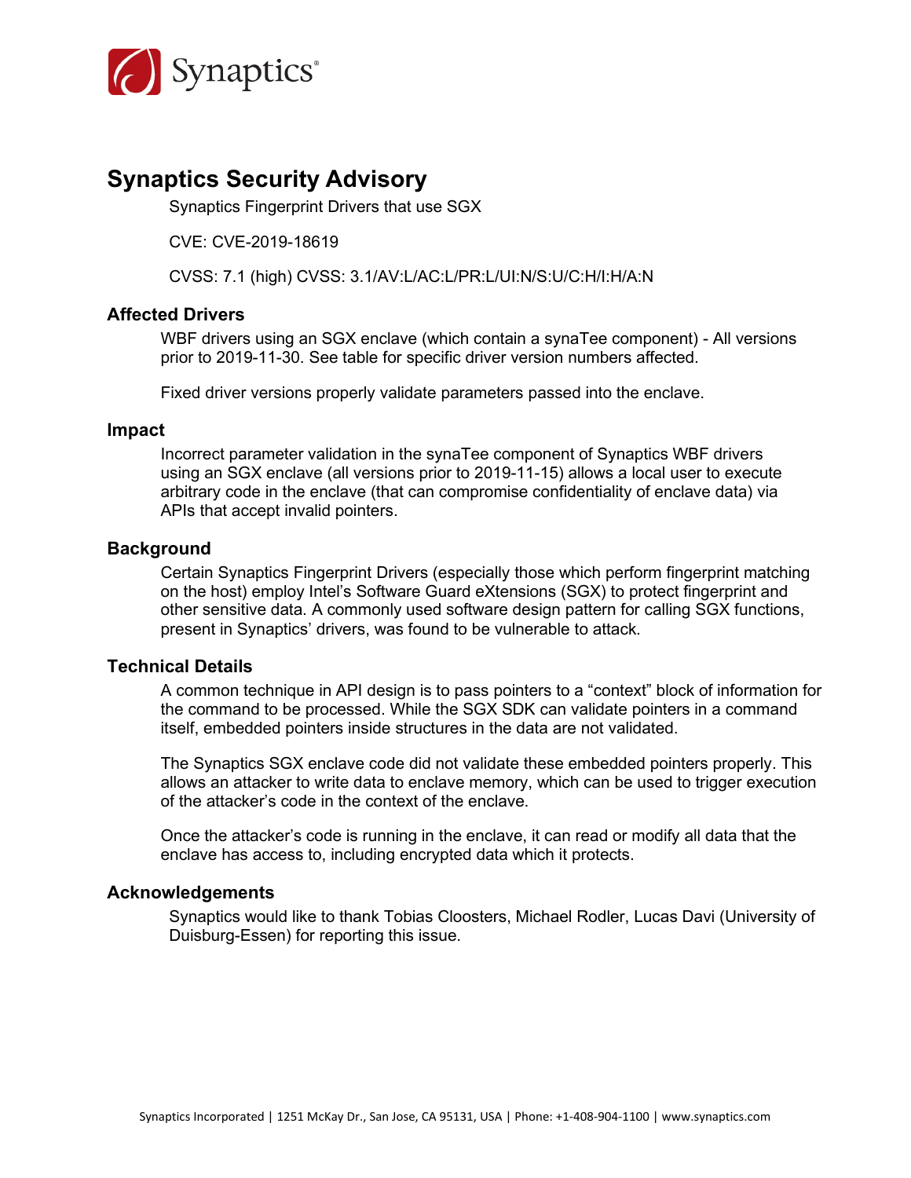Synaptics®

# Synaptics Security Advisory

Synaptics Fingerprint Drivers that use SGX

CVE: CVE-2019-18619

CVSS: 7.1 (high) CVSS: 3.1/AV:L/AC:L/PR:L/UI:N/S:U/C:H/I:H/A:N

## Affected Drivers

WBF drivers using an SGX enclave (which contain a synaTee component) - All versions prior to 2019-11-30. See table for specific driver version numbers affected.

Fixed driver versions properly validate parameters passed into the enclave.

## Impact

Incorrect parameter validation in the synaTee component of Synaptics WBF drivers using an SGX enclave (all versions prior to 2019-11-15) allows a local user to execute arbitrary code in the enclave (that can compromise confidentiality of enclave data) via APIs that accept invalid pointers.

## Background

Certain Synaptics Fingerprint Drivers (especially those which perform fingerprint matching on the host) employ Intel's Software Guard eXtensions (SGX) to protect fingerprint and other sensitive data. A commonly used software design pattern for calling SGX functions, present in Synaptics' drivers, was found to be vulnerable to attack.

## Technical Details

A common technique in API design is to pass pointers to a "context" block of information for the command to be processed. While the SGX SDK can validate pointers in a command itself, embedded pointers inside structures in the data are not validated.

The Synaptics SGX enclave code did not validate these embedded pointers properly. This allows an attacker to write data to enclave memory, which can be used to trigger execution of the attacker's code in the context of the enclave.

Once the attacker's code is running in the enclave, it can read or modify all data that the enclave has access to, including encrypted data which it protects.

## Acknowledgements

Synaptics would like to thank Tobias Cloosters, Michael Rodler, Lucas Davi (University of Duisburg-Essen) for reporting this issue.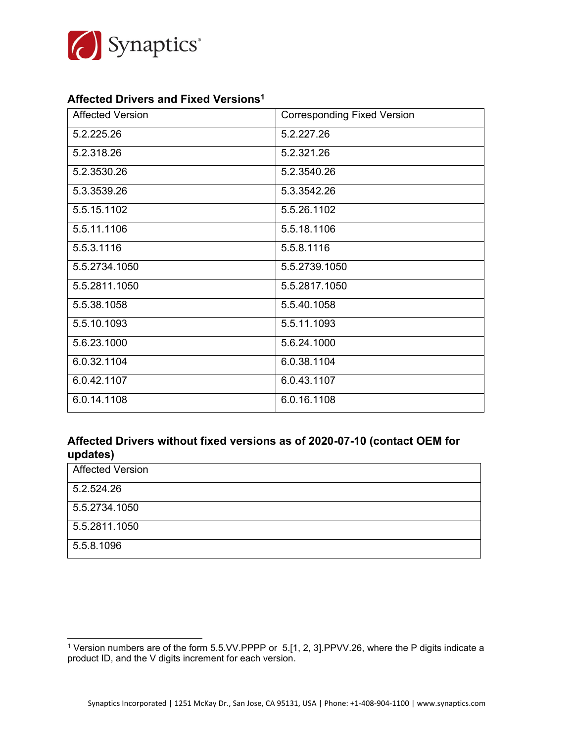### Affected Drivers and Fixed Versions[1]

| Affected Version | Corresponding Fixed Version |
|---|---|
| 5.2.225.26 | 5.2.227.26 |
| 5.2.318.26 | 5.2.321.26 |
| 5.2.3530.26 | 5.2.3540.26 |
| 5.3.3539.26 | 5.3.3542.26 |
| 5.5.15.1102 | 5.5.26.1102 |
| 5.5.11.1106 | 5.5.18.1106 |
| 5.5.3.1116 | 5.5.8.1116 |
| 5.5.2734.1050 | 5.5.2739.1050 |
| 5.5.2811.1050 | 5.5.2817.1050 |
| 5.5.38.1058 | 5.5.40.1058 |
| 5.5.10.1093 | 5.5.11.1093 |
| 5.6.23.1000 | 5.6.24.1000 |
| 6.0.32.1104 | 6.0.38.1104 |
| 6.0.42.1107 | 6.0.43.1107 |
| 6.0.14.1108 | 6.0.16.1108 |

### Affected Drivers without fixed versions as of 2020-07-10 (contact OEM for updates)

| Affected Version |
|---|
| 5.2.524.26 |
| 5.5.2734.1050 |
| 5.5.2811.1050 |
| 5.5.8.1096 |

[1] Version numbers are of the form 5.5.VV.PPPP or 5.[1, 2, 3].PPVV.26, where the P digits indicate a product ID, and the V digits increment for each version.